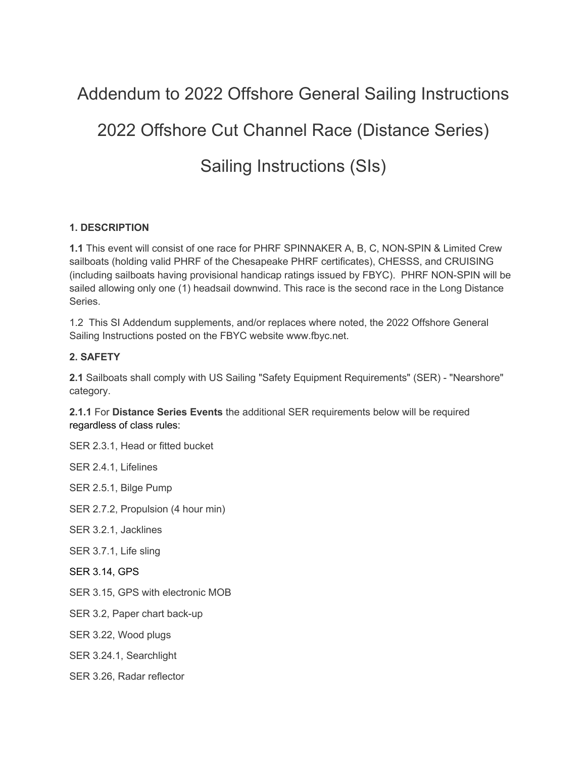# Addendum to 2022 Offshore General Sailing Instructions

# 2022 Offshore Cut Channel Race (Distance Series)

# Sailing Instructions (SIs)

**1. DESCRIPTION**

**1.1** This event will consist of one race for PHRF SPINNAKER A, B, C, NON-SPIN & Limited Crew sailboats (holding valid PHRF of the Chesapeake PHRF certificates), CHESSS, and CRUISING (including sailboats having provisional handicap ratings issued by FBYC). PHRF NON-SPIN will be sailed allowing only one (1) headsail downwind. This race is the second race in the Long Distance Series.

1.2 This SI Addendum supplements, and/or replaces where noted, the 2022 Offshore General Sailing Instructions posted on the FBYC website www.fbyc.net.

**2. SAFETY**

**2.1** Sailboats shall comply with US Sailing "Safety Equipment Requirements" (SER) - "Nearshore" category.

**2.1.1** For **Distance Series Events** the additional SER requirements below will be required regardless of class rules:

SER 2.3.1, Head or fitted bucket

SER 2.4.1, Lifelines

SER 2.5.1, Bilge Pump

SER 2.7.2, Propulsion (4 hour min)

SER 3.2.1, Jacklines

SER 3.7.1, Life sling

SER 3.14, GPS

SER 3.15, GPS with electronic MOB

SER 3.2, Paper chart back-up

SER 3.22, Wood plugs

SER 3.24.1, Searchlight

SER 3.26, Radar reflector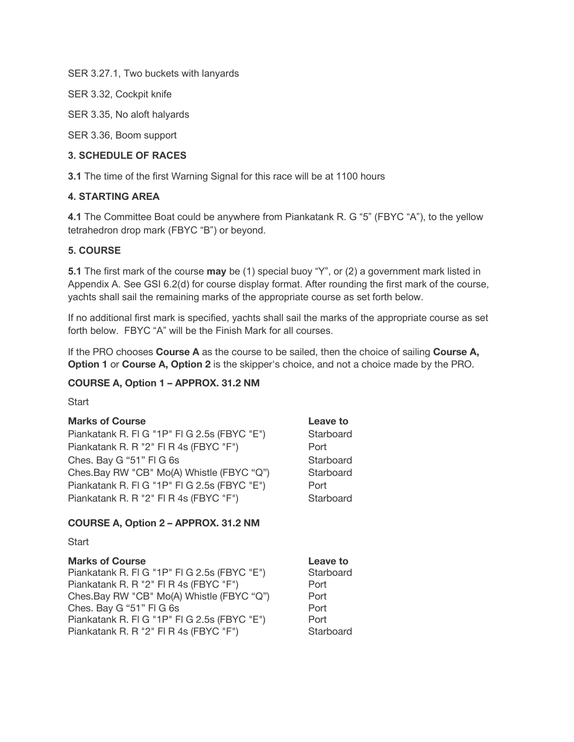SER 3.27.1, Two buckets with lanyards

SER 3.32, Cockpit knife

SER 3.35, No aloft halyards

SER 3.36, Boom support

**3. SCHEDULE OF RACES**

**3.1** The time of the first Warning Signal for this race will be at 1100 hours

**4. STARTING AREA**

**4.1** The Committee Boat could be anywhere from Piankatank R. G "5" (FBYC "A"), to the yellow tetrahedron drop mark (FBYC "B") or beyond.

**5. COURSE**

**5.1** The first mark of the course **may** be (1) special buoy "Y", or (2) a government mark listed in Appendix A. See GSI 6.2(d) for course display format. After rounding the first mark of the course, yachts shall sail the remaining marks of the appropriate course as set forth below.

If no additional first mark is specified, yachts shall sail the marks of the appropriate course as set forth below. FBYC "A" will be the Finish Mark for all courses.

If the PRO chooses **Course A** as the course to be sailed, then the choice of sailing **Course A, Option 1** or **Course A, Option 2** is the skipper's choice, and not a choice made by the PRO.

**COURSE A, Option 1 – APPROX. 31.2 NM**

Start

| **Marks of Course** | **Leave to** |
|---|---|
| Piankatank R. Fl G "1P" Fl G 2.5s (FBYC "E") | Starboard |
| Piankatank R. R "2" Fl R 4s (FBYC "F") | Port |
| Ches. Bay G "51" Fl G 6s | Starboard |
| Ches.Bay RW "CB" Mo(A) Whistle (FBYC "Q") | Starboard |
| Piankatank R. Fl G "1P" Fl G 2.5s (FBYC "E") | Port |
| Piankatank R. R "2" Fl R 4s (FBYC "F") | Starboard |

**COURSE A, Option 2 – APPROX. 31.2 NM**

Start

| **Marks of Course** | **Leave to** |
|---|---|
| Piankatank R. Fl G "1P" Fl G 2.5s (FBYC "E") | Starboard |
| Piankatank R. R "2" Fl R 4s (FBYC "F") | Port |
| Ches.Bay RW "CB" Mo(A) Whistle (FBYC "Q") | Port |
| Ches. Bay G "51" Fl G 6s | Port |
| Piankatank R. Fl G "1P" Fl G 2.5s (FBYC "E") | Port |
| Piankatank R. R "2" Fl R 4s (FBYC "F") | Starboard |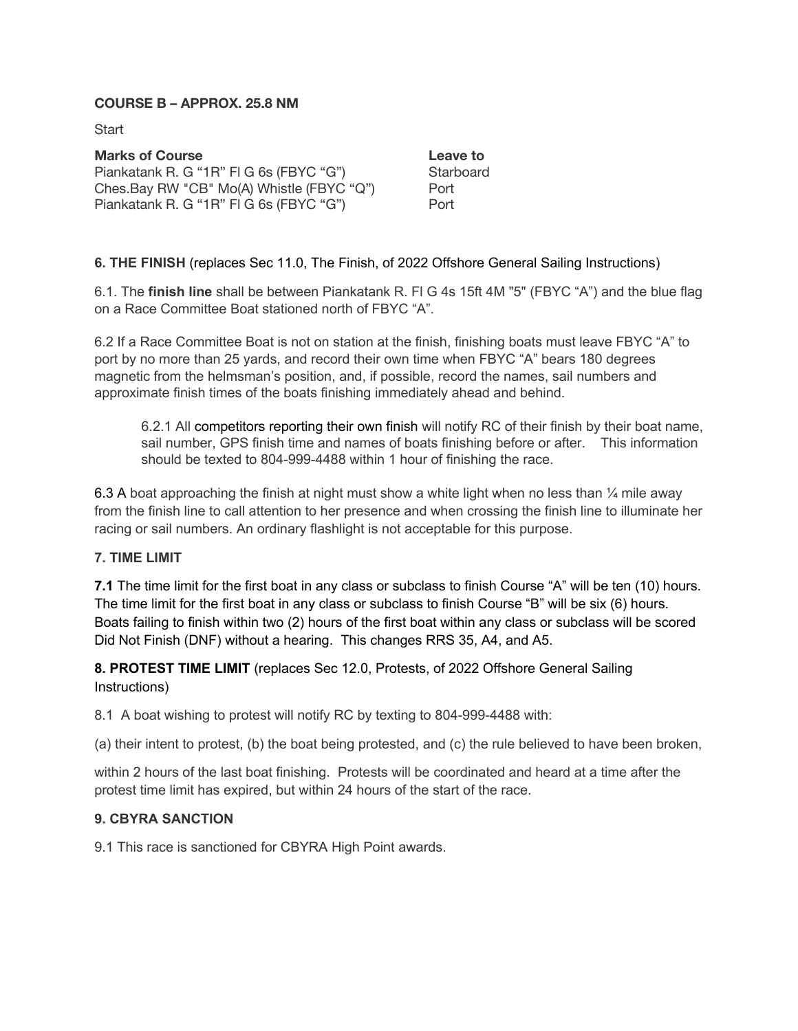**COURSE B – APPROX. 25.8 NM**

Start

| **Marks of Course** | **Leave to** |
|---|---|
| Piankatank R. G "1R" Fl G 6s (FBYC "G") | Starboard |
| Ches.Bay RW "CB" Mo(A) Whistle (FBYC "Q") | Port |
| Piankatank R. G "1R" Fl G 6s (FBYC "G") | Port |

**6. THE FINISH** (replaces Sec 11.0, The Finish, of 2022 Offshore General Sailing Instructions)

6.1. The **finish line** shall be between Piankatank R. Fl G 4s 15ft 4M "5" (FBYC "A") and the blue flag on a Race Committee Boat stationed north of FBYC "A".

6.2 If a Race Committee Boat is not on station at the finish, finishing boats must leave FBYC "A" to port by no more than 25 yards, and record their own time when FBYC "A" bears 180 degrees magnetic from the helmsman's position, and, if possible, record the names, sail numbers and approximate finish times of the boats finishing immediately ahead and behind.

> 6.2.1 All competitors reporting their own finish will notify RC of their finish by their boat name, sail number, GPS finish time and names of boats finishing before or after. This information should be texted to 804-999-4488 within 1 hour of finishing the race.

6.3 A boat approaching the finish at night must show a white light when no less than ¼ mile away from the finish line to call attention to her presence and when crossing the finish line to illuminate her racing or sail numbers. An ordinary flashlight is not acceptable for this purpose.

**7. TIME LIMIT**

**7.1** The time limit for the first boat in any class or subclass to finish Course "A" will be ten (10) hours. The time limit for the first boat in any class or subclass to finish Course "B" will be six (6) hours. Boats failing to finish within two (2) hours of the first boat within any class or subclass will be scored Did Not Finish (DNF) without a hearing. This changes RRS 35, A4, and A5.

**8. PROTEST TIME LIMIT** (replaces Sec 12.0, Protests, of 2022 Offshore General Sailing Instructions)

8.1 A boat wishing to protest will notify RC by texting to 804-999-4488 with:

(a) their intent to protest, (b) the boat being protested, and (c) the rule believed to have been broken,

within 2 hours of the last boat finishing. Protests will be coordinated and heard at a time after the protest time limit has expired, but within 24 hours of the start of the race.

**9. CBYRA SANCTION**

9.1 This race is sanctioned for CBYRA High Point awards.